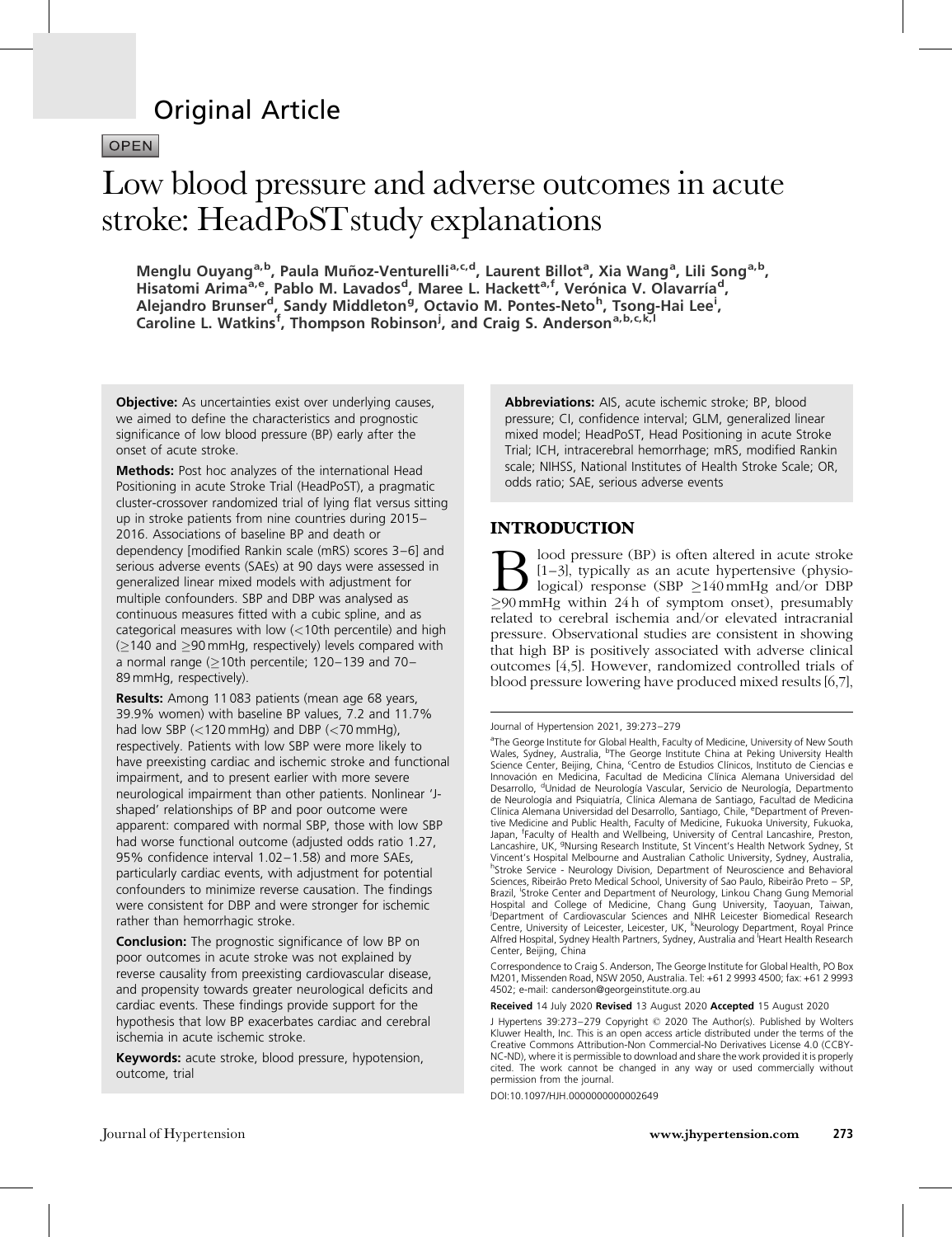Original Article

OPEN

# Low blood pressure and adverse outcomes in acute stroke: HeadPoST study explanations

**Menglu Ouyang[a,b], Paula Muñoz-Venturelli[a,c,d], Laurent Billot[a], Xia Wang[a], Lili Song[a,b], Hisatomi Arima[a,e], Pablo M. Lavados[d], Maree L. Hackett[a,f], Verónica V. Olavarría[d], Alejandro Brunser[d], Sandy Middleton[g], Octavio M. Pontes-Neto[h], Tsong-Hai Lee[i], Caroline L. Watkins[f], Thompson Robinson[j], and Craig S. Anderson[a,b,c,k,l]**

**Objective:** As uncertainties exist over underlying causes, we aimed to define the characteristics and prognostic significance of low blood pressure (BP) early after the onset of acute stroke.

**Methods:** Post hoc analyzes of the international Head Positioning in acute Stroke Trial (HeadPoST), a pragmatic cluster-crossover randomized trial of lying flat versus sitting up in stroke patients from nine countries during 2015–2016. Associations of baseline BP and death or dependency [modified Rankin scale (mRS) scores 3–6] and serious adverse events (SAEs) at 90 days were assessed in generalized linear mixed models with adjustment for multiple confounders. SBP and DBP was analysed as continuous measures fitted with a cubic spline, and as categorical measures with low (<10th percentile) and high (≥140 and ≥90 mmHg, respectively) levels compared with a normal range (≥10th percentile; 120–139 and 70–89 mmHg, respectively).

**Results:** Among 11 083 patients (mean age 68 years, 39.9% women) with baseline BP values, 7.2 and 11.7% had low SBP (<120 mmHg) and DBP (<70 mmHg), respectively. Patients with low SBP were more likely to have preexisting cardiac and ischemic stroke and functional impairment, and to present earlier with more severe neurological impairment than other patients. Nonlinear 'J-shaped' relationships of BP and poor outcome were apparent: compared with normal SBP, those with low SBP had worse functional outcome (adjusted odds ratio 1.27, 95% confidence interval 1.02–1.58) and more SAEs, particularly cardiac events, with adjustment for potential confounders to minimize reverse causation. The findings were consistent for DBP and were stronger for ischemic rather than hemorrhagic stroke.

**Conclusion:** The prognostic significance of low BP on poor outcomes in acute stroke was not explained by reverse causality from preexisting cardiovascular disease, and propensity towards greater neurological deficits and cardiac events. These findings provide support for the hypothesis that low BP exacerbates cardiac and cerebral ischemia in acute ischemic stroke.

**Keywords:** acute stroke, blood pressure, hypotension, outcome, trial

**Abbreviations:** AIS, acute ischemic stroke; BP, blood pressure; CI, confidence interval; GLM, generalized linear mixed model; HeadPoST, Head Positioning in acute Stroke Trial; ICH, intracerebral hemorrhage; mRS, modified Rankin scale; NIHSS, National Institutes of Health Stroke Scale; OR, odds ratio; SAE, serious adverse events

## INTRODUCTION

Blood pressure (BP) is often altered in acute stroke [1–3], typically as an acute hypertensive (physiological) response (SBP ≥140 mmHg and/or DBP ≥90 mmHg within 24 h of symptom onset), presumably related to cerebral ischemia and/or elevated intracranial pressure. Observational studies are consistent in showing that high BP is positively associated with adverse clinical outcomes [4,5]. However, randomized controlled trials of blood pressure lowering have produced mixed results [6,7],

Journal of Hypertension 2021, 39:273–279

[a]The George Institute for Global Health, Faculty of Medicine, University of New South Wales, Sydney, Australia, [b]The George Institute China at Peking University Health Science Center, Beijing, China, [c]Centro de Estudios Clínicos, Instituto de Ciencias e Innovación en Medicina, Facultad de Medicina Clínica Alemana Universidad del Desarrollo, [d]Unidad de Neurología Vascular, Servicio de Neurología, Departmento de Neurología and Psiquiatría, Clínica Alemana de Santiago, Facultad de Medicina Clínica Alemana Universidad del Desarrollo, Santiago, Chile, [e]Department of Preventive Medicine and Public Health, Faculty of Medicine, Fukuoka University, Fukuoka, Japan, [f]Faculty of Health and Wellbeing, University of Central Lancashire, Preston, Lancashire, UK, [g]Nursing Research Institute, St Vincent's Health Network Sydney, St Vincent's Hospital Melbourne and Australian Catholic University, Sydney, Australia, [h]Stroke Service - Neurology Division, Department of Neuroscience and Behavioral Sciences, Ribeirão Preto Medical School, University of Sao Paulo, Ribeirão Preto – SP, Brazil, [i]Stroke Center and Department of Neurology, Linkou Chang Gung Memorial Hospital and College of Medicine, Chang Gung University, Taoyuan, Taiwan, [j]Department of Cardiovascular Sciences and NIHR Leicester Biomedical Research Centre, University of Leicester, Leicester, UK, [k]Neurology Department, Royal Prince Alfred Hospital, Sydney Health Partners, Sydney, Australia and [l]Heart Health Research Center, Beijing, China

Correspondence to Craig S. Anderson, The George Institute for Global Health, PO Box M201, Missenden Road, NSW 2050, Australia. Tel: +61 2 9993 4500; fax: +61 2 9993 4502; e-mail: canderson@georgeinstitute.org.au

**Received** 14 July 2020 **Revised** 13 August 2020 **Accepted** 15 August 2020

J Hypertens 39:273–279 Copyright © 2020 The Author(s). Published by Wolters Kluwer Health, Inc. This is an open access article distributed under the terms of the Creative Commons Attribution-Non Commercial-No Derivatives License 4.0 (CCBY-NC-ND), where it is permissible to download and share the work provided it is properly cited. The work cannot be changed in any way or used commercially without permission from the journal.

DOI:10.1097/HJH.0000000000002649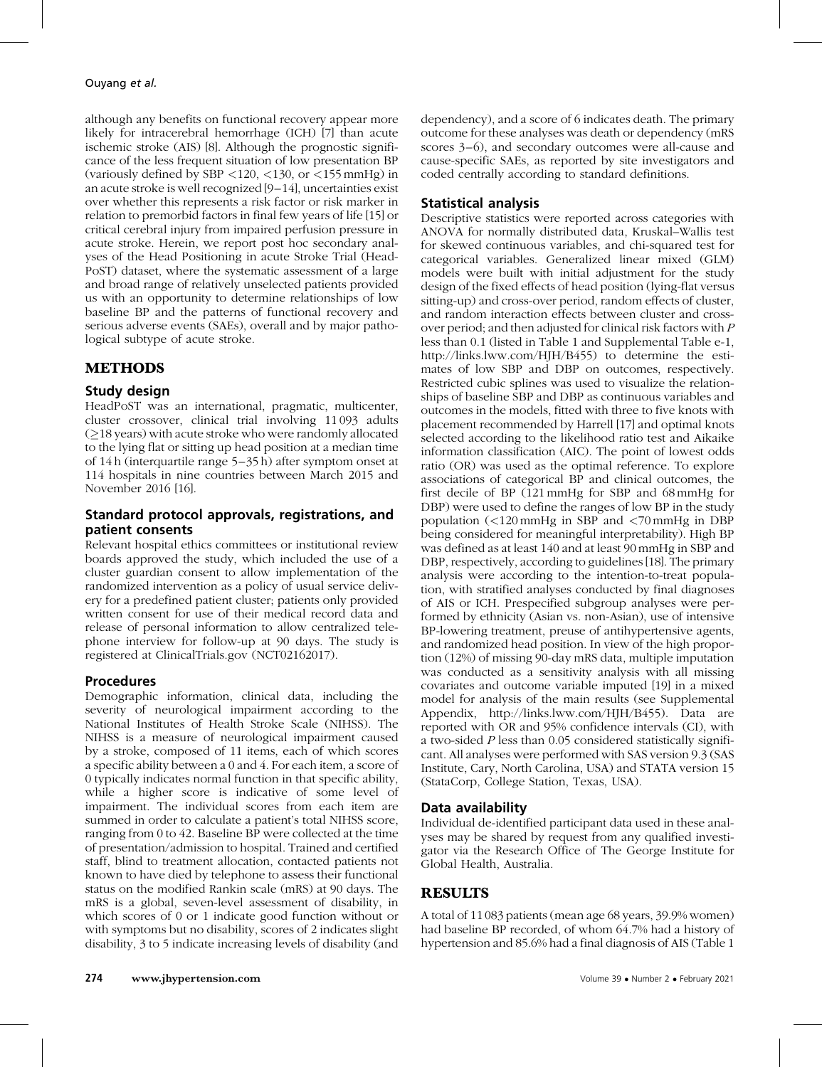although any benefits on functional recovery appear more likely for intracerebral hemorrhage (ICH) [7] than acute ischemic stroke (AIS) [8]. Although the prognostic significance of the less frequent situation of low presentation BP (variously defined by SBP <120, <130, or <155 mmHg) in an acute stroke is well recognized [9–14], uncertainties exist over whether this represents a risk factor or risk marker in relation to premorbid factors in final few years of life [15] or critical cerebral injury from impaired perfusion pressure in acute stroke. Herein, we report post hoc secondary analyses of the Head Positioning in acute Stroke Trial (HeadPoST) dataset, where the systematic assessment of a large and broad range of relatively unselected patients provided us with an opportunity to determine relationships of low baseline BP and the patterns of functional recovery and serious adverse events (SAEs), overall and by major pathological subtype of acute stroke.

## METHODS

### Study design

HeadPoST was an international, pragmatic, multicenter, cluster crossover, clinical trial involving 11 093 adults (≥18 years) with acute stroke who were randomly allocated to the lying flat or sitting up head position at a median time of 14 h (interquartile range 5–35 h) after symptom onset at 114 hospitals in nine countries between March 2015 and November 2016 [16].

### Standard protocol approvals, registrations, and patient consents

Relevant hospital ethics committees or institutional review boards approved the study, which included the use of a cluster guardian consent to allow implementation of the randomized intervention as a policy of usual service delivery for a predefined patient cluster; patients only provided written consent for use of their medical record data and release of personal information to allow centralized telephone interview for follow-up at 90 days. The study is registered at ClinicalTrials.gov (NCT02162017).

### Procedures

Demographic information, clinical data, including the severity of neurological impairment according to the National Institutes of Health Stroke Scale (NIHSS). The NIHSS is a measure of neurological impairment caused by a stroke, composed of 11 items, each of which scores a specific ability between a 0 and 4. For each item, a score of 0 typically indicates normal function in that specific ability, while a higher score is indicative of some level of impairment. The individual scores from each item are summed in order to calculate a patient's total NIHSS score, ranging from 0 to 42. Baseline BP were collected at the time of presentation/admission to hospital. Trained and certified staff, blind to treatment allocation, contacted patients not known to have died by telephone to assess their functional status on the modified Rankin scale (mRS) at 90 days. The mRS is a global, seven-level assessment of disability, in which scores of 0 or 1 indicate good function without or with symptoms but no disability, scores of 2 indicates slight disability, 3 to 5 indicate increasing levels of disability (and dependency), and a score of 6 indicates death. The primary outcome for these analyses was death or dependency (mRS scores 3–6), and secondary outcomes were all-cause and cause-specific SAEs, as reported by site investigators and coded centrally according to standard definitions.

### Statistical analysis

Descriptive statistics were reported across categories with ANOVA for normally distributed data, Kruskal–Wallis test for skewed continuous variables, and chi-squared test for categorical variables. Generalized linear mixed (GLM) models were built with initial adjustment for the study design of the fixed effects of head position (lying-flat versus sitting-up) and cross-over period, random effects of cluster, and random interaction effects between cluster and crossover period; and then adjusted for clinical risk factors with $P$ less than 0.1 (listed in Table 1 and Supplemental Table e-1, http://links.lww.com/HJH/B455) to determine the estimates of low SBP and DBP on outcomes, respectively. Restricted cubic splines was used to visualize the relationships of baseline SBP and DBP as continuous variables and outcomes in the models, fitted with three to five knots with placement recommended by Harrell [17] and optimal knots selected according to the likelihood ratio test and Aikaike information classification (AIC). The point of lowest odds ratio (OR) was used as the optimal reference. To explore associations of categorical BP and clinical outcomes, the first decile of BP (121 mmHg for SBP and 68 mmHg for DBP) were used to define the ranges of low BP in the study population (<120 mmHg in SBP and <70 mmHg in DBP being considered for meaningful interpretability). High BP was defined as at least 140 and at least 90 mmHg in SBP and DBP, respectively, according to guidelines [18]. The primary analysis were according to the intention-to-treat population, with stratified analyses conducted by final diagnoses of AIS or ICH. Prespecified subgroup analyses were performed by ethnicity (Asian vs. non-Asian), use of intensive BP-lowering treatment, preuse of antihypertensive agents, and randomized head position. In view of the high proportion (12%) of missing 90-day mRS data, multiple imputation was conducted as a sensitivity analysis with all missing covariates and outcome variable imputed [19] in a mixed model for analysis of the main results (see Supplemental Appendix, http://links.lww.com/HJH/B455). Data are reported with OR and 95% confidence intervals (CI), with a two-sided $P$ less than 0.05 considered statistically significant. All analyses were performed with SAS version 9.3 (SAS Institute, Cary, North Carolina, USA) and STATA version 15 (StataCorp, College Station, Texas, USA).

### Data availability

Individual de-identified participant data used in these analyses may be shared by request from any qualified investigator via the Research Office of The George Institute for Global Health, Australia.

## RESULTS

A total of 11 083 patients (mean age 68 years, 39.9% women) had baseline BP recorded, of whom 64.7% had a history of hypertension and 85.6% had a final diagnosis of AIS (Table 1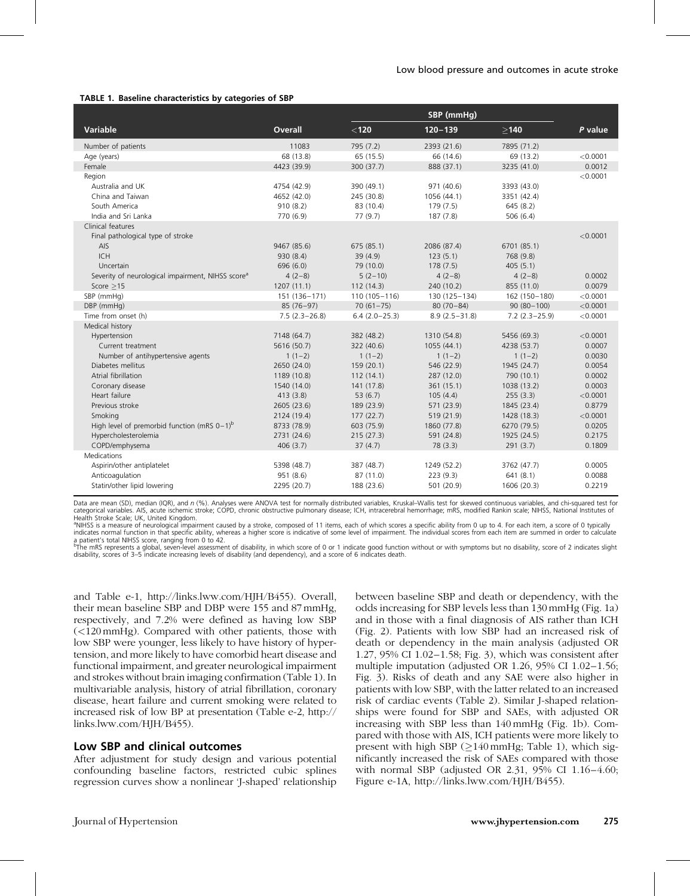**TABLE 1. Baseline characteristics by categories of SBP**

| Variable | Overall | SBP (mmHg) <120 | 120–139 | ≥140 | P value |
|---|---|---|---|---|---|
| Number of patients | 11083 | 795 (7.2) | 2393 (21.6) | 7895 (71.2) | |
| Age (years) | 68 (13.8) | 65 (15.5) | 66 (14.6) | 69 (13.2) | <0.0001 |
| Female | 4423 (39.9) | 300 (37.7) | 888 (37.1) | 3235 (41.0) | 0.0012 |
| Region | | | | | <0.0001 |
| Australia and UK | 4754 (42.9) | 390 (49.1) | 971 (40.6) | 3393 (43.0) | |
| China and Taiwan | 4652 (42.0) | 245 (30.8) | 1056 (44.1) | 3351 (42.4) | |
| South America | 910 (8.2) | 83 (10.4) | 179 (7.5) | 645 (8.2) | |
| India and Sri Lanka | 770 (6.9) | 77 (9.7) | 187 (7.8) | 506 (6.4) | |
| Clinical features | | | | | |
| Final pathological type of stroke | | | | | <0.0001 |
| AIS | 9467 (85.6) | 675 (85.1) | 2086 (87.4) | 6701 (85.1) | |
| ICH | 930 (8.4) | 39 (4.9) | 123 (5.1) | 768 (9.8) | |
| Uncertain | 696 (6.0) | 79 (10.0) | 178 (7.5) | 405 (5.1) | |
| Severity of neurological impairment, NIHSS score[a] | 4 (2–8) | 5 (2–10) | 4 (2–8) | 4 (2–8) | 0.0002 |
| Score ≥15 | 1207 (11.1) | 112 (14.3) | 240 (10.2) | 855 (11.0) | 0.0079 |
| SBP (mmHg) | 151 (136–171) | 110 (105–116) | 130 (125–134) | 162 (150–180) | <0.0001 |
| DBP (mmHg) | 85 (76–97) | 70 (61–75) | 80 (70–84) | 90 (80–100) | <0.0001 |
| Time from onset (h) | 7.5 (2.3–26.8) | 6.4 (2.0–25.3) | 8.9 (2.5–31.8) | 7.2 (2.3–25.9) | <0.0001 |
| Medical history | | | | | |
| Hypertension | 7148 (64.7) | 382 (48.2) | 1310 (54.8) | 5456 (69.3) | <0.0001 |
| Current treatment | 5616 (50.7) | 322 (40.6) | 1055 (44.1) | 4238 (53.7) | 0.0007 |
| Number of antihypertensive agents | 1 (1–2) | 1 (1–2) | 1 (1–2) | 1 (1–2) | 0.0030 |
| Diabetes mellitus | 2650 (24.0) | 159 (20.1) | 546 (22.9) | 1945 (24.7) | 0.0054 |
| Atrial fibrillation | 1189 (10.8) | 112 (14.1) | 287 (12.0) | 790 (10.1) | 0.0002 |
| Coronary disease | 1540 (14.0) | 141 (17.8) | 361 (15.1) | 1038 (13.2) | 0.0003 |
| Heart failure | 413 (3.8) | 53 (6.7) | 105 (4.4) | 255 (3.3) | <0.0001 |
| Previous stroke | 2605 (23.6) | 189 (23.9) | 571 (23.9) | 1845 (23.4) | 0.8779 |
| Smoking | 2124 (19.4) | 177 (22.7) | 519 (21.9) | 1428 (18.3) | <0.0001 |
| High level of premorbid function (mRS 0–1)[b] | 8733 (78.9) | 603 (75.9) | 1860 (77.8) | 6270 (79.5) | 0.0205 |
| Hypercholesterolemia | 2731 (24.6) | 215 (27.3) | 591 (24.8) | 1925 (24.5) | 0.2175 |
| COPD/emphysema | 406 (3.7) | 37 (4.7) | 78 (3.3) | 291 (3.7) | 0.1809 |
| Medications | | | | | |
| Aspirin/other antiplatelet | 5398 (48.7) | 387 (48.7) | 1249 (52.2) | 3762 (47.7) | 0.0005 |
| Anticoagulation | 951 (8.6) | 87 (11.0) | 223 (9.3) | 641 (8.1) | 0.0088 |
| Statin/other lipid lowering | 2295 (20.7) | 188 (23.6) | 501 (20.9) | 1606 (20.3) | 0.2219 |

Data are mean (SD), median (IQR), and n (%). Analyses were ANOVA test for normally distributed variables, Kruskal–Wallis test for skewed continuous variables, and chi-squared test for categorical variables. AIS, acute ischemic stroke; COPD, chronic obstructive pulmonary disease; ICH, intracerebral hemorrhage; mRS, modified Rankin scale; NIHSS, National Institutes of Health Stroke Scale; UK, United Kingdom.
[a]NIHSS is a measure of neurological impairment caused by a stroke, composed of 11 items, each of which scores a specific ability from 0 up to 4. For each item, a score of 0 typically indicates normal function in that specific ability, whereas a higher score is indicative of some level of impairment. The individual scores from each item are summed in order to calculate a patient's total NIHSS score, ranging from 0 to 42.
[b]The mRS represents a global, seven-level assessment of disability, in which score of 0 or 1 indicate good function without or with symptoms but no disability, score of 2 indicates slight disability, scores of 3–5 indicate increasing levels of disability (and dependency), and a score of 6 indicates death.

and Table e-1, http://links.lww.com/HJH/B455). Overall, their mean baseline SBP and DBP were 155 and 87 mmHg, respectively, and 7.2% were defined as having low SBP (<120 mmHg). Compared with other patients, those with low SBP were younger, less likely to have history of hypertension, and more likely to have comorbid heart disease and functional impairment, and greater neurological impairment and strokes without brain imaging confirmation (Table 1). In multivariable analysis, history of atrial fibrillation, coronary disease, heart failure and current smoking were related to increased risk of low BP at presentation (Table e-2, http://links.lww.com/HJH/B455).

## Low SBP and clinical outcomes

After adjustment for study design and various potential confounding baseline factors, restricted cubic splines regression curves show a nonlinear 'J-shaped' relationship between baseline SBP and death or dependency, with the odds increasing for SBP levels less than 130 mmHg (Fig. 1a) and in those with a final diagnosis of AIS rather than ICH (Fig. 2). Patients with low SBP had an increased risk of death or dependency in the main analysis (adjusted OR 1.27, 95% CI 1.02–1.58; Fig. 3), which was consistent after multiple imputation (adjusted OR 1.26, 95% CI 1.02–1.56; Fig. 3). Risks of death and any SAE were also higher in patients with low SBP, with the latter related to an increased risk of cardiac events (Table 2). Similar J-shaped relationships were found for SBP and SAEs, with adjusted OR increasing with SBP less than 140 mmHg (Fig. 1b). Compared with those with AIS, ICH patients were more likely to present with high SBP (≥140 mmHg; Table 1), which significantly increased the risk of SAEs compared with those with normal SBP (adjusted OR 2.31, 95% CI 1.16–4.60; Figure e-1A, http://links.lww.com/HJH/B455).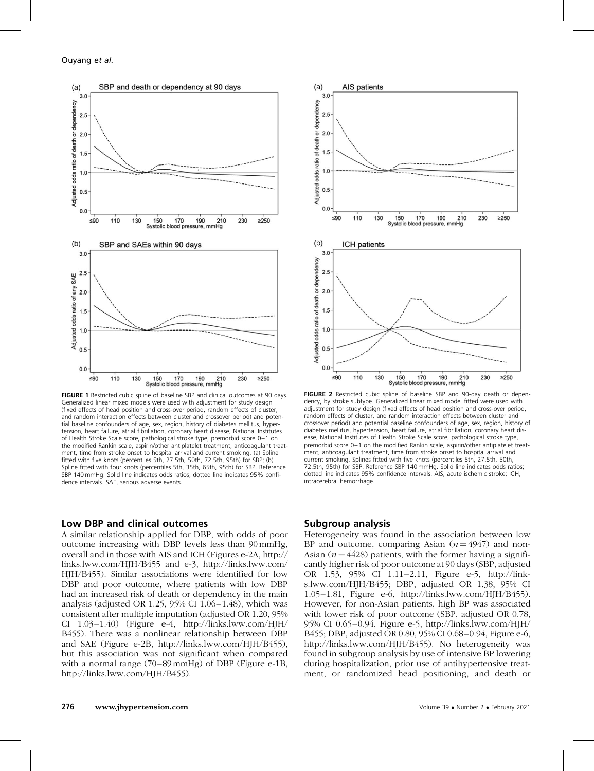FIGURE 1 Restricted cubic spline of baseline SBP and clinical outcomes at 90 days. Generalized linear mixed models were used with adjustment for study design (fixed effects of head position and cross-over period, random effects of cluster, and random interaction effects between cluster and crossover period) and potential baseline confounders of age, sex, region, history of diabetes mellitus, hypertension, heart failure, atrial fibrillation, coronary heart disease, National Institutes of Health Stroke Scale score, pathological stroke type, premorbid score 0–1 on the modified Rankin scale, aspirin/other antiplatelet treatment, anticoagulant treatment, time from stroke onset to hospital arrival and current smoking. (a) Spline fitted with five knots (percentiles 5th, 27.5th, 50th, 72.5th, 95th) for SBP; (b) Spline fitted with four knots (percentiles 5th, 35th, 65th, 95th) for SBP. Reference SBP 140 mmHg. Solid line indicates odds ratios; dotted line indicates 95% confidence intervals. SAE, serious adverse events.

FIGURE 2 Restricted cubic spline of baseline SBP and 90-day death or dependency, by stroke subtype. Generalized linear mixed model fitted were used with adjustment for study design (fixed effects of head position and cross-over period, random effects of cluster, and random interaction effects between cluster and crossover period) and potential baseline confounders of age, sex, region, history of diabetes mellitus, hypertension, heart failure, atrial fibrillation, coronary heart disease, National Institutes of Health Stroke Scale score, pathological stroke type, premorbid score 0–1 on the modified Rankin scale, aspirin/other antiplatelet treatment, anticoagulant treatment, time from stroke onset to hospital arrival and current smoking. Splines fitted with five knots (percentiles 5th, 27.5th, 50th, 72.5th, 95th) for SBP. Reference SBP 140 mmHg. Solid line indicates odds ratios; dotted line indicates 95% confidence intervals. AIS, acute ischemic stroke; ICH, intracerebral hemorrhage.

## Low DBP and clinical outcomes

A similar relationship applied for DBP, with odds of poor outcome increasing with DBP levels less than 90 mmHg, overall and in those with AIS and ICH (Figures e-2A, http://links.lww.com/HJH/B455 and e-3, http://links.lww.com/HJH/B455). Similar associations were identified for low DBP and poor outcome, where patients with low DBP had an increased risk of death or dependency in the main analysis (adjusted OR 1.25, 95% CI 1.06–1.48), which was consistent after multiple imputation (adjusted OR 1.20, 95% CI 1.03–1.40) (Figure e-4, http://links.lww.com/HJH/B455). There was a nonlinear relationship between DBP and SAE (Figure e-2B, http://links.lww.com/HJH/B455), but this association was not significant when compared with a normal range (70–89 mmHg) of DBP (Figure e-1B, http://links.lww.com/HJH/B455).

## Subgroup analysis

Heterogeneity was found in the association between low BP and outcome, comparing Asian ($n = 4947$) and non-Asian ($n = 4428$) patients, with the former having a significantly higher risk of poor outcome at 90 days (SBP, adjusted OR 1.53, 95% CI 1.11–2.11, Figure e-5, http://links.lww.com/HJH/B455; DBP, adjusted OR 1.38, 95% CI 1.05–1.81, Figure e-6, http://links.lww.com/HJH/B455). However, for non-Asian patients, high BP was associated with lower risk of poor outcome (SBP, adjusted OR 0.78, 95% CI 0.65–0.94, Figure e-5, http://links.lww.com/HJH/B455; DBP, adjusted OR 0.80, 95% CI 0.68–0.94, Figure e-6, http://links.lww.com/HJH/B455). No heterogeneity was found in subgroup analysis by use of intensive BP lowering during hospitalization, prior use of antihypertensive treatment, or randomized head positioning, and death or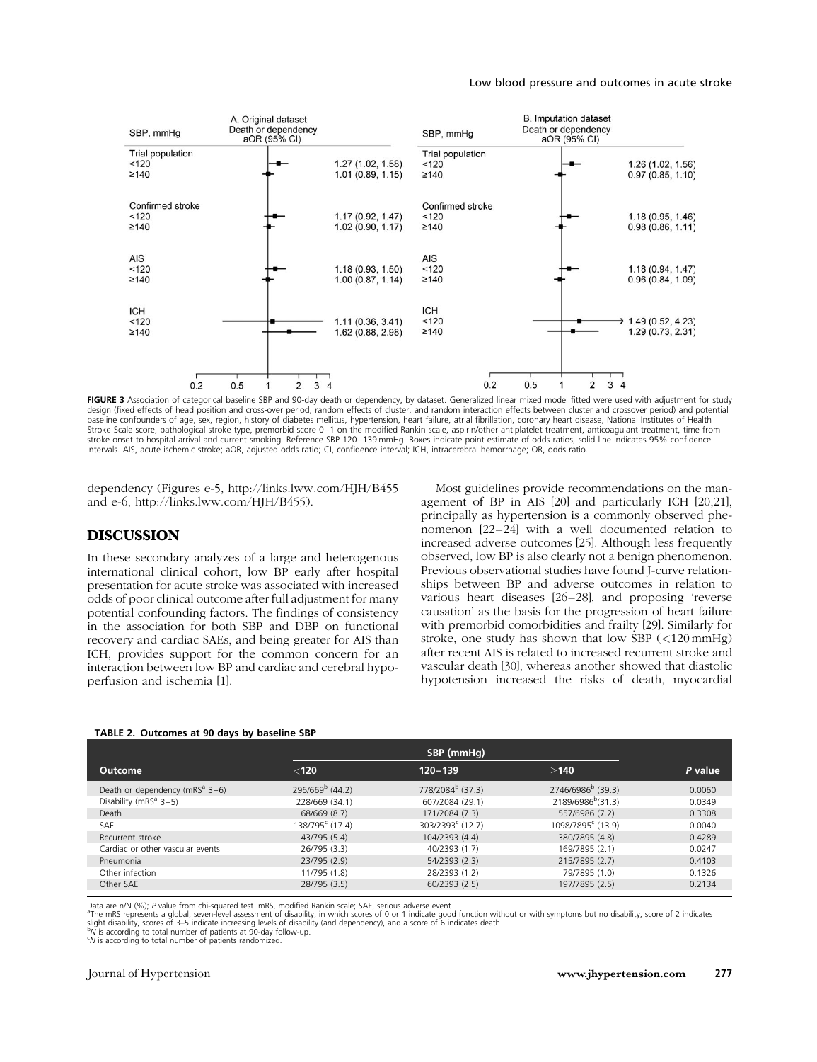| SBP, mmHg | A. Original dataset Death or dependency aOR (95% CI) | SBP, mmHg | B. Imputation dataset Death or dependency aOR (95% CI) |
|---|---|---|---|
| Trial population | | Trial population | |
| <120 | 1.27 (1.02, 1.58) | <120 | 1.26 (1.02, 1.56) |
| ≥140 | 1.01 (0.89, 1.15) | ≥140 | 0.97 (0.85, 1.10) |
| Confirmed stroke | | Confirmed stroke | |
| <120 | 1.17 (0.92, 1.47) | <120 | 1.18 (0.95, 1.46) |
| ≥140 | 1.02 (0.90, 1.17) | ≥140 | 0.98 (0.86, 1.11) |
| AIS | | AIS | |
| <120 | 1.18 (0.93, 1.50) | <120 | 1.18 (0.94, 1.47) |
| ≥140 | 1.00 (0.87, 1.14) | ≥140 | 0.96 (0.84, 1.09) |
| ICH | | ICH | |
| <120 | 1.11 (0.36, 3.41) | <120 | 1.49 (0.52, 4.23) |
| ≥140 | 1.62 (0.88, 2.98) | ≥140 | 1.29 (0.73, 2.31) |

**FIGURE 3** Association of categorical baseline SBP and 90-day death or dependency, by dataset. Generalized linear mixed model fitted were used with adjustment for study design (fixed effects of head position and cross-over period, random effects of cluster, and random interaction effects between cluster and crossover period) and potential baseline confounders of age, sex, region, history of diabetes mellitus, hypertension, heart failure, atrial fibrillation, coronary heart disease, National Institutes of Health Stroke Scale score, pathological stroke type, premorbid score 0–1 on the modified Rankin scale, aspirin/other antiplatelet treatment, anticoagulant treatment, time from stroke onset to hospital arrival and current smoking. Reference SBP 120–139 mmHg. Boxes indicate point estimate of odds ratios, solid line indicates 95% confidence intervals. AIS, acute ischemic stroke; aOR, adjusted odds ratio; CI, confidence interval; ICH, intracerebral hemorrhage; OR, odds ratio.

dependency (Figures e-5, http://links.lww.com/HJH/B455 and e-6, http://links.lww.com/HJH/B455).

## DISCUSSION

In these secondary analyzes of a large and heterogenous international clinical cohort, low BP early after hospital presentation for acute stroke was associated with increased odds of poor clinical outcome after full adjustment for many potential confounding factors. The findings of consistency in the association for both SBP and DBP on functional recovery and cardiac SAEs, and being greater for AIS than ICH, provides support for the common concern for an interaction between low BP and cardiac and cerebral hypoperfusion and ischemia [1].

Most guidelines provide recommendations on the management of BP in AIS [20] and particularly ICH [20,21], principally as hypertension is a commonly observed phenomenon [22–24] with a well documented relation to increased adverse outcomes [25]. Although less frequently observed, low BP is also clearly not a benign phenomenon. Previous observational studies have found J-curve relationships between BP and adverse outcomes in relation to various heart diseases [26–28], and proposing 'reverse causation' as the basis for the progression of heart failure with premorbid comorbidities and frailty [29]. Similarly for stroke, one study has shown that low SBP (<120 mmHg) after recent AIS is related to increased recurrent stroke and vascular death [30], whereas another showed that diastolic hypotension increased the risks of death, myocardial

**TABLE 2. Outcomes at 90 days by baseline SBP**

| Outcome | SBP (mmHg) <120 | 120–139 | ≥140 | P value |
|---|---|---|---|---|
| Death or dependency (mRS[a] 3–6) | 296/669[b] (44.2) | 778/2084[b] (37.3) | 2746/6986[b] (39.3) | 0.0060 |
| Disability (mRS[a] 3–5) | 228/669 (34.1) | 607/2084 (29.1) | 2189/6986[b] (31.3) | 0.0349 |
| Death | 68/669 (8.7) | 171/2084 (7.3) | 557/6986 (7.2) | 0.3308 |
| SAE | 138/795[c] (17.4) | 303/2393[c] (12.7) | 1098/7895[c] (13.9) | 0.0040 |
| Recurrent stroke | 43/795 (5.4) | 104/2393 (4.4) | 380/7895 (4.8) | 0.4289 |
| Cardiac or other vascular events | 26/795 (3.3) | 40/2393 (1.7) | 169/7895 (2.1) | 0.0247 |
| Pneumonia | 23/795 (2.9) | 54/2393 (2.3) | 215/7895 (2.7) | 0.4103 |
| Other infection | 11/795 (1.8) | 28/2393 (1.2) | 79/7895 (1.0) | 0.1326 |
| Other SAE | 28/795 (3.5) | 60/2393 (2.5) | 197/7895 (2.5) | 0.2134 |

Data are n/N (%); *P* value from chi-squared test. mRS, modified Rankin scale; SAE, serious adverse event.
[a]The mRS represents a global, seven-level assessment of disability, in which scores of 0 or 1 indicate good function without or with symptoms but no disability, score of 2 indicates slight disability, scores of 3–5 indicate increasing levels of disability (and dependency), and a score of 6 indicates death.
[b]*N* is according to total number of patients at 90-day follow-up.
[c]*N* is according to total number of patients randomized.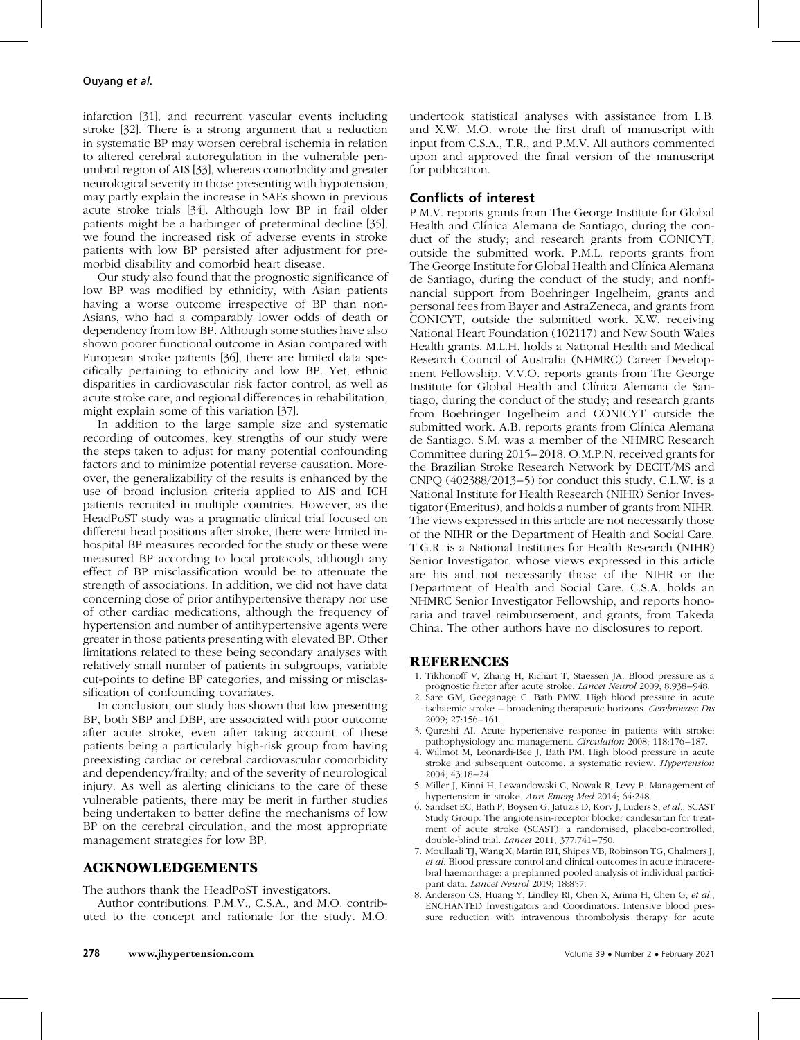infarction [31], and recurrent vascular events including stroke [32]. There is a strong argument that a reduction in systematic BP may worsen cerebral ischemia in relation to altered cerebral autoregulation in the vulnerable penumbral region of AIS [33], whereas comorbidity and greater neurological severity in those presenting with hypotension, may partly explain the increase in SAEs shown in previous acute stroke trials [34]. Although low BP in frail older patients might be a harbinger of preterminal decline [35], we found the increased risk of adverse events in stroke patients with low BP persisted after adjustment for premorbid disability and comorbid heart disease.

Our study also found that the prognostic significance of low BP was modified by ethnicity, with Asian patients having a worse outcome irrespective of BP than non-Asians, who had a comparably lower odds of death or dependency from low BP. Although some studies have also shown poorer functional outcome in Asian compared with European stroke patients [36], there are limited data specifically pertaining to ethnicity and low BP. Yet, ethnic disparities in cardiovascular risk factor control, as well as acute stroke care, and regional differences in rehabilitation, might explain some of this variation [37].

In addition to the large sample size and systematic recording of outcomes, key strengths of our study were the steps taken to adjust for many potential confounding factors and to minimize potential reverse causation. Moreover, the generalizability of the results is enhanced by the use of broad inclusion criteria applied to AIS and ICH patients recruited in multiple countries. However, as the HeadPoST study was a pragmatic clinical trial focused on different head positions after stroke, there were limited in-hospital BP measures recorded for the study or these were measured BP according to local protocols, although any effect of BP misclassification would be to attenuate the strength of associations. In addition, we did not have data concerning dose of prior antihypertensive therapy nor use of other cardiac medications, although the frequency of hypertension and number of antihypertensive agents were greater in those patients presenting with elevated BP. Other limitations related to these being secondary analyses with relatively small number of patients in subgroups, variable cut-points to define BP categories, and missing or misclassification of confounding covariates.

In conclusion, our study has shown that low presenting BP, both SBP and DBP, are associated with poor outcome after acute stroke, even after taking account of these patients being a particularly high-risk group from having preexisting cardiac or cerebral cardiovascular comorbidity and dependency/frailty; and of the severity of neurological injury. As well as alerting clinicians to the care of these vulnerable patients, there may be merit in further studies being undertaken to better define the mechanisms of low BP on the cerebral circulation, and the most appropriate management strategies for low BP.

## ACKNOWLEDGEMENTS

The authors thank the HeadPoST investigators.

Author contributions: P.M.V., C.S.A., and M.O. contributed to the concept and rationale for the study. M.O. undertook statistical analyses with assistance from L.B. and X.W. M.O. wrote the first draft of manuscript with input from C.S.A., T.R., and P.M.V. All authors commented upon and approved the final version of the manuscript for publication.

### Conflicts of interest

P.M.V. reports grants from The George Institute for Global Health and Clínica Alemana de Santiago, during the conduct of the study; and research grants from CONICYT, outside the submitted work. P.M.L. reports grants from The George Institute for Global Health and Clínica Alemana de Santiago, during the conduct of the study; and nonfinancial support from Boehringer Ingelheim, grants and personal fees from Bayer and AstraZeneca, and grants from CONICYT, outside the submitted work. X.W. receiving National Heart Foundation (102117) and New South Wales Health grants. M.L.H. holds a National Health and Medical Research Council of Australia (NHMRC) Career Development Fellowship. V.V.O. reports grants from The George Institute for Global Health and Clínica Alemana de Santiago, during the conduct of the study; and research grants from Boehringer Ingelheim and CONICYT outside the submitted work. A.B. reports grants from Clínica Alemana de Santiago. S.M. was a member of the NHMRC Research Committee during 2015–2018. O.M.P.N. received grants for the Brazilian Stroke Research Network by DECIT/MS and CNPQ (402388/2013–5) for conduct this study. C.L.W. is a National Institute for Health Research (NIHR) Senior Investigator (Emeritus), and holds a number of grants from NIHR. The views expressed in this article are not necessarily those of the NIHR or the Department of Health and Social Care. T.G.R. is a National Institutes for Health Research (NIHR) Senior Investigator, whose views expressed in this article are his and not necessarily those of the NIHR or the Department of Health and Social Care. C.S.A. holds an NHMRC Senior Investigator Fellowship, and reports honoraria and travel reimbursement, and grants, from Takeda China. The other authors have no disclosures to report.

## REFERENCES

1. Tikhonoff V, Zhang H, Richart T, Staessen JA. Blood pressure as a prognostic factor after acute stroke. *Lancet Neurol* 2009; 8:938–948.
2. Sare GM, Geeganage C, Bath PMW. High blood pressure in acute ischaemic stroke – broadening therapeutic horizons. *Cerebrovasc Dis* 2009; 27:156–161.
3. Qureshi AI. Acute hypertensive response in patients with stroke: pathophysiology and management. *Circulation* 2008; 118:176–187.
4. Willmot M, Leonardi-Bee J, Bath PM. High blood pressure in acute stroke and subsequent outcome: a systematic review. *Hypertension* 2004; 43:18–24.
5. Miller J, Kinni H, Lewandowski C, Nowak R, Levy P. Management of hypertension in stroke. *Ann Emerg Med* 2014; 64:248.
6. Sandset EC, Bath P, Boysen G, Jatuzis D, Korv J, Luders S, *et al.*, SCAST Study Group. The angiotensin-receptor blocker candesartan for treatment of acute stroke (SCAST): a randomised, placebo-controlled, double-blind trial. *Lancet* 2011; 377:741–750.
7. Moullaali TJ, Wang X, Martin RH, Shipes VB, Robinson TG, Chalmers J, *et al.* Blood pressure control and clinical outcomes in acute intracerebral haemorrhage: a preplanned pooled analysis of individual participant data. *Lancet Neurol* 2019; 18:857.
8. Anderson CS, Huang Y, Lindley RI, Chen X, Arima H, Chen G, *et al.*, ENCHANTED Investigators and Coordinators. Intensive blood pressure reduction with intravenous thrombolysis therapy for acute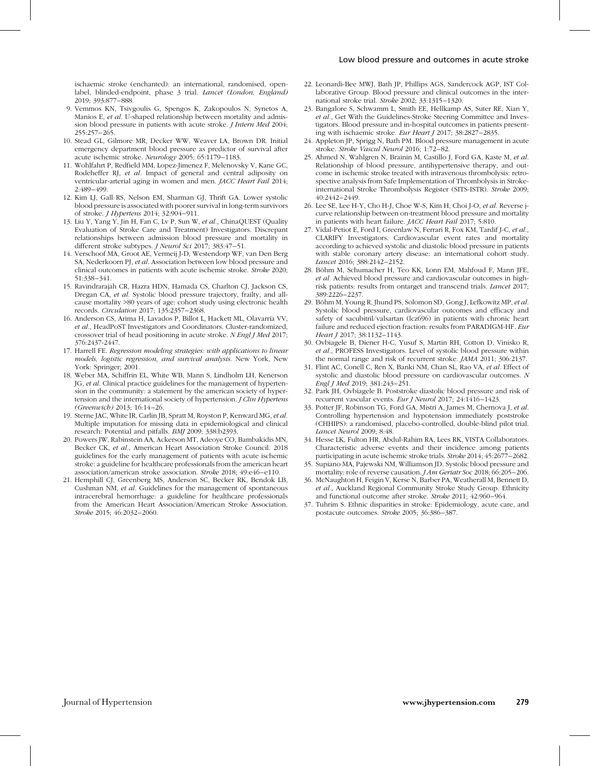ischaemic stroke (enchanted): an international, randomised, open-label, blinded-endpoint, phase 3 trial. *Lancet (London, England)* 2019; 393:877–888.

9. Vemmos KN, Tsivgoulis G, Spengos K, Zakopoulos N, Synetos A, Manios E, *et al.* U-shaped relationship between mortality and admission blood pressure in patients with acute stroke. *J Intern Med* 2004; 255:257–265.
10. Stead GL, Gilmore MR, Decker WW, Weaver LA, Brown DR. Initial emergency department blood pressure as predictor of survival after acute ischemic stroke. *Neurology* 2005; 65:1179–1183.
11. Wohlfahrt P, Redfield MM, Lopez-Jimenez F, Melenovsky V, Kane GC, Rodeheffer RJ, *et al.* Impact of general and central adiposity on ventricular-arterial aging in women and men. *JACC Heart Fail* 2014; 2:489–499.
12. Kim LJ, Gall RS, Nelson EM, Sharman GJ, Thrift GA. Lower systolic blood pressure is associated with poorer survival in long-term survivors of stroke. *J Hypertens* 2014; 32:904–911.
13. Liu Y, Yang Y, Jin H, Fan C, Lv P, Sun W, *et al.*, ChinaQUEST (Quality Evaluation of Stroke Care and Treatment) Investigators. Discrepant relationships between admission blood pressure and mortality in different stroke subtypes. *J Neurol Sci* 2017; 383:47–51.
14. Verschoof MA, Groot AE, Vermeij J-D, Westendorp WF, van Den Berg SA, Nederkoorn PJ, *et al.* Association between low blood pressure and clinical outcomes in patients with acute ischemic stroke. *Stroke* 2020; 51:338–341.
15. Ravindrarajah CR, Hazra HDN, Hamada CS, Charlton CJ, Jackson CS, Dregan CA, *et al.* Systolic blood pressure trajectory, frailty, and all-cause mortality >80 years of age: cohort study using electronic health records. *Circulation* 2017; 135:2357–2368.
16. Anderson CS, Arima H, Lavados P, Billot L, Hackett ML, Olavarría VV, *et al.*, HeadPoST Investigators and Coordinators. Cluster-randomized, crossover trial of head positioning in acute stroke. *N Engl J Med* 2017; 376:2437-2447.
17. Harrell FE. *Regression modeling strategies: with applications to linear models, logistic regression, and survival analysis.* New York, New York: Springer; 2001.
18. Weber MA, Schiffrin EL, White WB, Mann S, Lindholm LH, Kenerson JG, *et al.* Clinical practice guidelines for the management of hypertension in the community: a statement by the american society of hypertension and the international society of hypertension. *J Clin Hypertens (Greenwich)* 2013; 16:14–26.
19. Sterne JAC, White IR, Carlin JB, Spratt M, Royston P, Kenward MG, *et al.* Multiple imputation for missing data in epidemiological and clinical research: Potential and pitfalls. *BMJ* 2009; 338:b2393.
20. Powers JW, Rabinstein AA, Ackerson MT, Adeoye CO, Bambakidis MN, Becker CK, *et al.*, American Heart Association Stroke Council. 2018 guidelines for the early management of patients with acute ischemic stroke: a guideline for healthcare professionals from the american heart association/american stroke association. *Stroke* 2018; 49:e46–e110.
21. Hemphill CJ, Greenberg MS, Anderson SC, Becker RK, Bendok LB, Cushman NM, *et al.* Guidelines for the management of spontaneous intracerebral hemorrhage: a guideline for healthcare professionals from the American Heart Association/American Stroke Association. *Stroke* 2015; 46:2032–2060.
22. Leonardi-Bee MWJ, Bath JP, Phillips AGS, Sandercock AGP, IST Collaborative Group. Blood pressure and clinical outcomes in the international stroke trial. *Stroke* 2002; 33:1315–1320.
23. Bangalore S, Schwamm L, Smith EE, Hellkamp AS, Suter RE, Xian Y, *et al.*, Get With the Guidelines-Stroke Steering Committee and Investigators. Blood pressure and in-hospital outcomes in patients presenting with ischaemic stroke. *Eur Heart J* 2017; 38:2827–2835.
24. Appleton JP, Sprigg N, Bath PM. Blood pressure management in acute stroke. *Stroke Vasc Neurol* 2016; 1:72–82.
25. Ahmed N, Wahlgren N, Brainin M, Castillo J, Ford GA, Kaste M, *et al.* Relationship of blood pressure, antihypertensive therapy, and outcome in ischemic stroke treated with intravenous thrombolysis: retrospective analysis from Safe Implementation of Thrombolysis in Stroke-international Stroke Thrombolysis Register (SITS-ISTR). *Stroke* 2009; 40:2442–2449.
26. Lee SE, Lee H-Y, Cho H-J, Choe W-S, Kim H, Choi J-O, *et al.* Reverse j-curve relationship between on-treatment blood pressure and mortality in patients with heart failure. *JACC Heart Fail* 2017; 5:810.
27. Vidal-Petiot E, Ford I, Greenlaw N, Ferrari R, Fox KM, Tardif J-C, *et al.*, CLARIFY Investigators. Cardiovascular event rates and mortality according to achieved systolic and diastolic blood pressure in patients with stable coronary artery disease: an international cohort study. *Lancet* 2016; 388:2142–2152.
28. Böhm M, Schumacher H, Teo KK, Lonn EM, Mahfoud F, Mann JFE, *et al.* Achieved blood pressure and cardiovascular outcomes in high-risk patients: results from ontarget and transcend trials. *Lancet* 2017; 389:2226–2237.
29. Böhm M, Young R, Jhund PS, Solomon SD, Gong J, Lefkowitz MP, *et al.* Systolic blood pressure, cardiovascular outcomes and efficacy and safety of sacubitril/valsartan (lcz696) in patients with chronic heart failure and reduced ejection fraction: results from PARADIGM-HF. *Eur Heart J* 2017; 38:1132–1143.
30. Ovbiagele B, Diener H-C, Yusuf S, Martin RH, Cotton D, Vinisko R, *et al.*, PROFESS Investigators. Level of systolic blood pressure within the normal range and risk of recurrent stroke. *JAMA* 2011; 306:2137.
31. Flint AC, Conell C, Ren X, Banki NM, Chan SL, Rao VA, *et al.* Effect of systolic and diastolic blood pressure on cardiovascular outcomes. *N Engl J Med* 2019; 381:243–251.
32. Park JH, Ovbiagele B. Poststroke diastolic blood pressure and risk of recurrent vascular events. *Eur J Neurol* 2017; 24:1416–1423.
33. Potter JF, Robinson TG, Ford GA, Mistri A, James M, Chernova J, *et al.* Controlling hypertension and hypotension immediately poststroke (CHHIPS): a randomised, placebo-controlled, double-blind pilot trial. *Lancet Neurol* 2009; 8:48.
34. Hesse LK, Fulton HR, Abdul-Rahim RA, Lees RK, VISTA Collaborators. Characteristic adverse events and their incidence among patients participating in acute ischemic stroke trials. *Stroke* 2014; 45:2677–2682.
35. Supiano MA, Pajewski NM, Williamson JD. Systolic blood pressure and mortality: role of reverse causation. *J Am Geriatr Soc* 2018; 66:205–206.
36. McNaughton H, Feigin V, Kerse N, Barber PA, Weatherall M, Bennett D, *et al.*, Auckland Regional Community Stroke Study Group. Ethnicity and functional outcome after stroke. *Stroke* 2011; 42:960–964.
37. Tuhrim S. Ethnic disparities in stroke: Epidemiology, acute care, and postacute outcomes. *Stroke* 2005; 36:386–387.